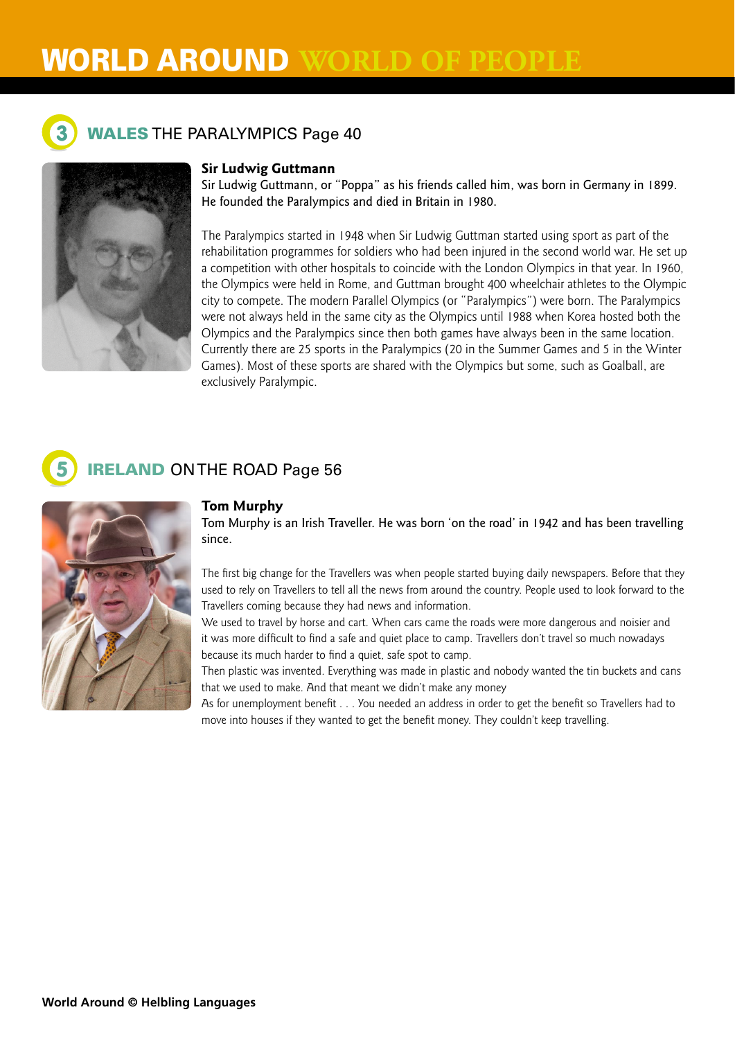# WORLD AROUND WORLD OF PEOPLE

## 3 WALES THE PARALYMPICS Page 40

**Sir Ludwig Guttmann**

Sir Ludwig Guttmann, or "Poppa" as his friends called him, was born in Germany in 1899. He founded the Paralympics and died in Britain in 1980.

The Paralympics started in 1948 when Sir Ludwig Guttman started using sport as part of the rehabilitation programmes for soldiers who had been injured in the second world war. He set up a competition with other hospitals to coincide with the London Olympics in that year. In 1960, the Olympics were held in Rome, and Guttman brought 400 wheelchair athletes to the Olympic city to compete. The modern Parallel Olympics (or "Paralympics") were born. The Paralympics were not always held in the same city as the Olympics until 1988 when Korea hosted both the Olympics and the Paralympics since then both games have always been in the same location. Currently there are 25 sports in the Paralympics (20 in the Summer Games and 5 in the Winter Games). Most of these sports are shared with the Olympics but some, such as Goalball, are exclusively Paralympic.

## 5 IRELAND ON THE ROAD Page 56

**Tom Murphy**

Tom Murphy is an Irish Traveller. He was born 'on the road' in 1942 and has been travelling since.

The first big change for the Travellers was when people started buying daily newspapers. Before that they used to rely on Travellers to tell all the news from around the country. People used to look forward to the Travellers coming because they had news and information.

We used to travel by horse and cart. When cars came the roads were more dangerous and noisier and it was more difficult to find a safe and quiet place to camp. Travellers don't travel so much nowadays because its much harder to find a quiet, safe spot to camp.

Then plastic was invented. Everything was made in plastic and nobody wanted the tin buckets and cans that we used to make. And that meant we didn't make any money

As for unemployment benefit . . . You needed an address in order to get the benefit so Travellers had to move into houses if they wanted to get the benefit money. They couldn't keep travelling.

World Around © Helbling Languages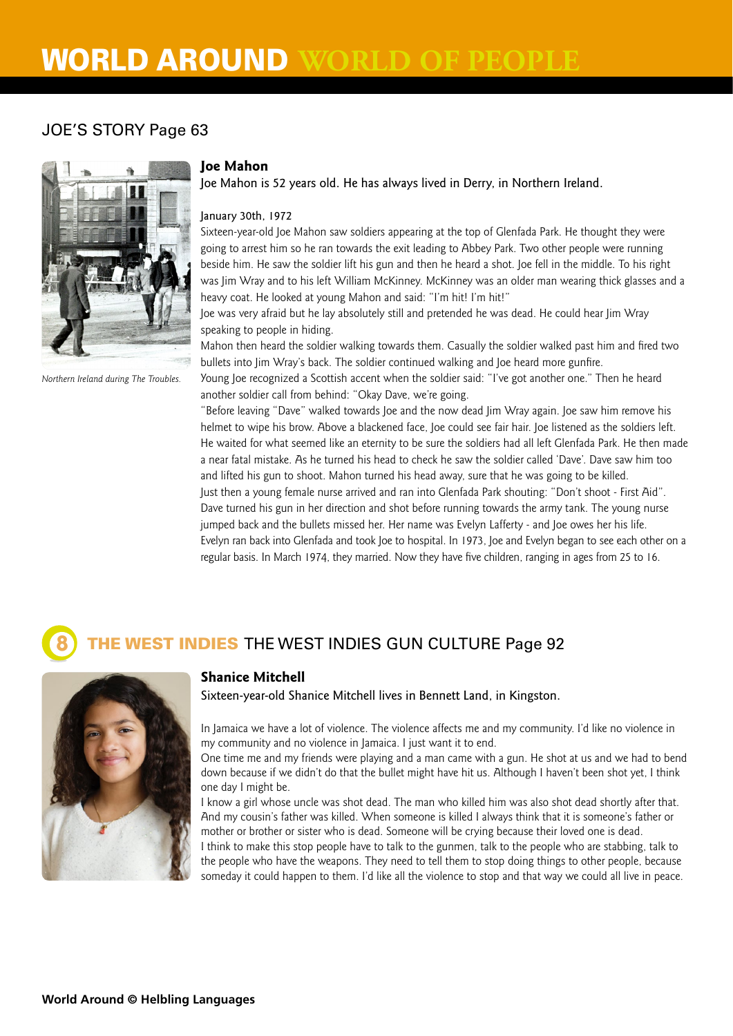# WORLD AROUND WORLD OF PEOPLE

## JOE'S STORY Page 63

*Northern Ireland during The Troubles.*

### Joe Mahon

Joe Mahon is 52 years old. He has always lived in Derry, in Northern Ireland.

January 30th, 1972

Sixteen-year-old Joe Mahon saw soldiers appearing at the top of Glenfada Park. He thought they were going to arrest him so he ran towards the exit leading to Abbey Park. Two other people were running beside him. He saw the soldier lift his gun and then he heard a shot. Joe fell in the middle. To his right was Jim Wray and to his left William McKinney. McKinney was an older man wearing thick glasses and a heavy coat. He looked at young Mahon and said: "I'm hit! I'm hit!"

Joe was very afraid but he lay absolutely still and pretended he was dead. He could hear Jim Wray speaking to people in hiding.

Mahon then heard the soldier walking towards them. Casually the soldier walked past him and fired two bullets into Jim Wray's back. The soldier continued walking and Joe heard more gunfire.

Young Joe recognized a Scottish accent when the soldier said: "I've got another one." Then he heard another soldier call from behind: "Okay Dave, we're going.

"Before leaving "Dave" walked towards Joe and the now dead Jim Wray again. Joe saw him remove his helmet to wipe his brow. Above a blackened face, Joe could see fair hair. Joe listened as the soldiers left. He waited for what seemed like an eternity to be sure the soldiers had all left Glenfada Park. He then made a near fatal mistake. As he turned his head to check he saw the soldier called 'Dave'. Dave saw him too and lifted his gun to shoot. Mahon turned his head away, sure that he was going to be killed.

Just then a young female nurse arrived and ran into Glenfada Park shouting: "Don't shoot - First Aid". Dave turned his gun in her direction and shot before running towards the army tank. The young nurse jumped back and the bullets missed her. Her name was Evelyn Lafferty - and Joe owes her his life.

Evelyn ran back into Glenfada and took Joe to hospital. In 1973, Joe and Evelyn began to see each other on a regular basis. In March 1974, they married. Now they have five children, ranging in ages from 25 to 16.

## 8 THE WEST INDIES THE WEST INDIES GUN CULTURE Page 92

### Shanice Mitchell

Sixteen-year-old Shanice Mitchell lives in Bennett Land, in Kingston.

In Jamaica we have a lot of violence. The violence affects me and my community. I'd like no violence in my community and no violence in Jamaica. I just want it to end.

One time me and my friends were playing and a man came with a gun. He shot at us and we had to bend down because if we didn't do that the bullet might have hit us. Although I haven't been shot yet, I think one day I might be.

I know a girl whose uncle was shot dead. The man who killed him was also shot dead shortly after that. And my cousin's father was killed. When someone is killed I always think that it is someone's father or mother or brother or sister who is dead. Someone will be crying because their loved one is dead.

I think to make this stop people have to talk to the gunmen, talk to the people who are stabbing, talk to the people who have the weapons. They need to tell them to stop doing things to other people, because someday it could happen to them. I'd like all the violence to stop and that way we could all live in peace.

**World Around © Helbling Languages**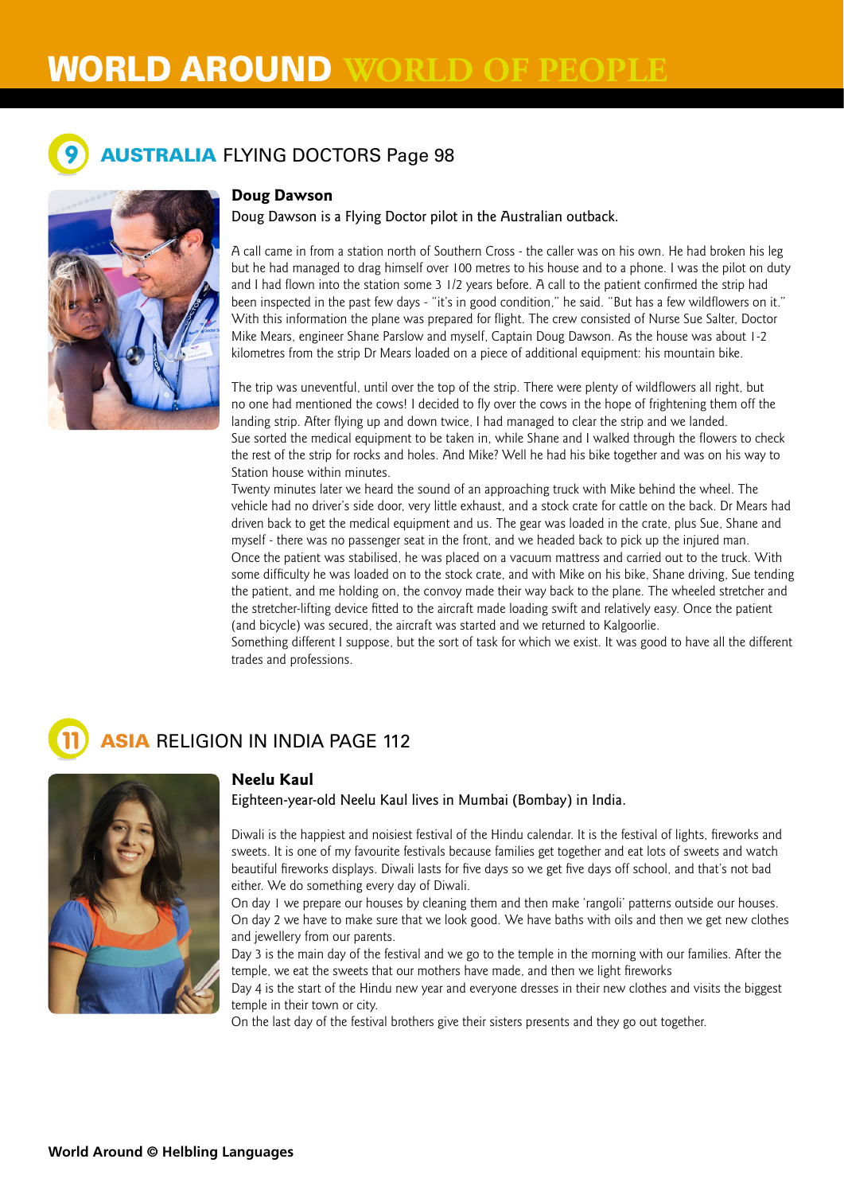# WORLD AROUND WORLD OF PEOPLE

## 9 AUSTRALIA FLYING DOCTORS Page 98

**Doug Dawson**

Doug Dawson is a Flying Doctor pilot in the Australian outback.

A call came in from a station north of Southern Cross - the caller was on his own. He had broken his leg but he had managed to drag himself over 100 metres to his house and to a phone. I was the pilot on duty and I had flown into the station some 3 1/2 years before. A call to the patient confirmed the strip had been inspected in the past few days - "it's in good condition," he said. "But has a few wildflowers on it." With this information the plane was prepared for flight. The crew consisted of Nurse Sue Salter, Doctor Mike Mears, engineer Shane Parslow and myself, Captain Doug Dawson. As the house was about 1-2 kilometres from the strip Dr Mears loaded on a piece of additional equipment: his mountain bike.

The trip was uneventful, until over the top of the strip. There were plenty of wildflowers all right, but no one had mentioned the cows! I decided to fly over the cows in the hope of frightening them off the landing strip. After flying up and down twice, I had managed to clear the strip and we landed.
Sue sorted the medical equipment to be taken in, while Shane and I walked through the flowers to check the rest of the strip for rocks and holes. And Mike? Well he had his bike together and was on his way to Station house within minutes.
Twenty minutes later we heard the sound of an approaching truck with Mike behind the wheel. The vehicle had no driver's side door, very little exhaust, and a stock crate for cattle on the back. Dr Mears had driven back to get the medical equipment and us. The gear was loaded in the crate, plus Sue, Shane and myself - there was no passenger seat in the front, and we headed back to pick up the injured man.
Once the patient was stabilised, he was placed on a vacuum mattress and carried out to the truck. With some difficulty he was loaded on to the stock crate, and with Mike on his bike, Shane driving, Sue tending the patient, and me holding on, the convoy made their way back to the plane. The wheeled stretcher and the stretcher-lifting device fitted to the aircraft made loading swift and relatively easy. Once the patient (and bicycle) was secured, the aircraft was started and we returned to Kalgoorlie.
Something different I suppose, but the sort of task for which we exist. It was good to have all the different trades and professions.

## 11 ASIA RELIGION IN INDIA PAGE 112

**Neelu Kaul**

Eighteen-year-old Neelu Kaul lives in Mumbai (Bombay) in India.

Diwali is the happiest and noisiest festival of the Hindu calendar. It is the festival of lights, fireworks and sweets. It is one of my favourite festivals because families get together and eat lots of sweets and watch beautiful fireworks displays. Diwali lasts for five days so we get five days off school, and that's not bad either. We do something every day of Diwali.
On day 1 we prepare our houses by cleaning them and then make 'rangoli' patterns outside our houses.
On day 2 we have to make sure that we look good. We have baths with oils and then we get new clothes and jewellery from our parents.
Day 3 is the main day of the festival and we go to the temple in the morning with our families. After the temple, we eat the sweets that our mothers have made, and then we light fireworks
Day 4 is the start of the Hindu new year and everyone dresses in their new clothes and visits the biggest temple in their town or city.
On the last day of the festival brothers give their sisters presents and they go out together.

World Around © Helbling Languages